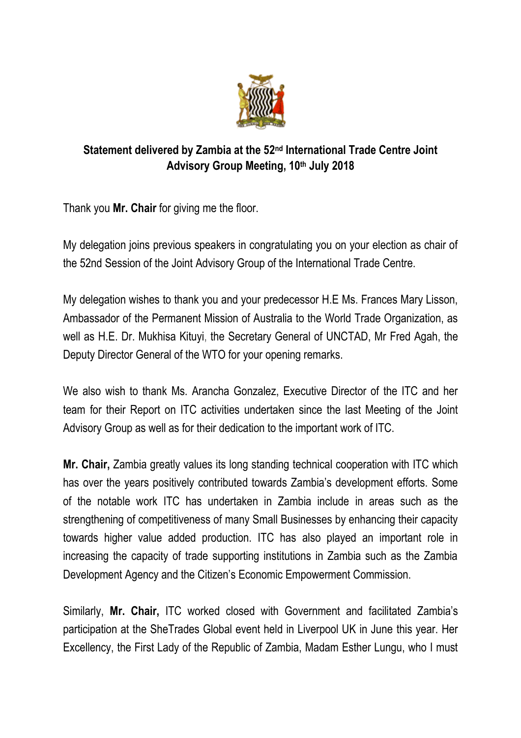**Statement delivered by Zambia at the 52nd International Trade Centre Joint Advisory Group Meeting, 10th July 2018**

Thank you **Mr. Chair** for giving me the floor.

My delegation joins previous speakers in congratulating you on your election as chair of the 52nd Session of the Joint Advisory Group of the International Trade Centre.

My delegation wishes to thank you and your predecessor H.E Ms. Frances Mary Lisson, Ambassador of the Permanent Mission of Australia to the World Trade Organization, as well as H.E. Dr. Mukhisa Kituyi, the Secretary General of UNCTAD, Mr Fred Agah, the Deputy Director General of the WTO for your opening remarks.

We also wish to thank Ms. Arancha Gonzalez, Executive Director of the ITC and her team for their Report on ITC activities undertaken since the last Meeting of the Joint Advisory Group as well as for their dedication to the important work of ITC.

**Mr. Chair,** Zambia greatly values its long standing technical cooperation with ITC which has over the years positively contributed towards Zambia's development efforts. Some of the notable work ITC has undertaken in Zambia include in areas such as the strengthening of competitiveness of many Small Businesses by enhancing their capacity towards higher value added production. ITC has also played an important role in increasing the capacity of trade supporting institutions in Zambia such as the Zambia Development Agency and the Citizen's Economic Empowerment Commission.

Similarly, **Mr. Chair,** ITC worked closed with Government and facilitated Zambia's participation at the SheTrades Global event held in Liverpool UK in June this year. Her Excellency, the First Lady of the Republic of Zambia, Madam Esther Lungu, who I must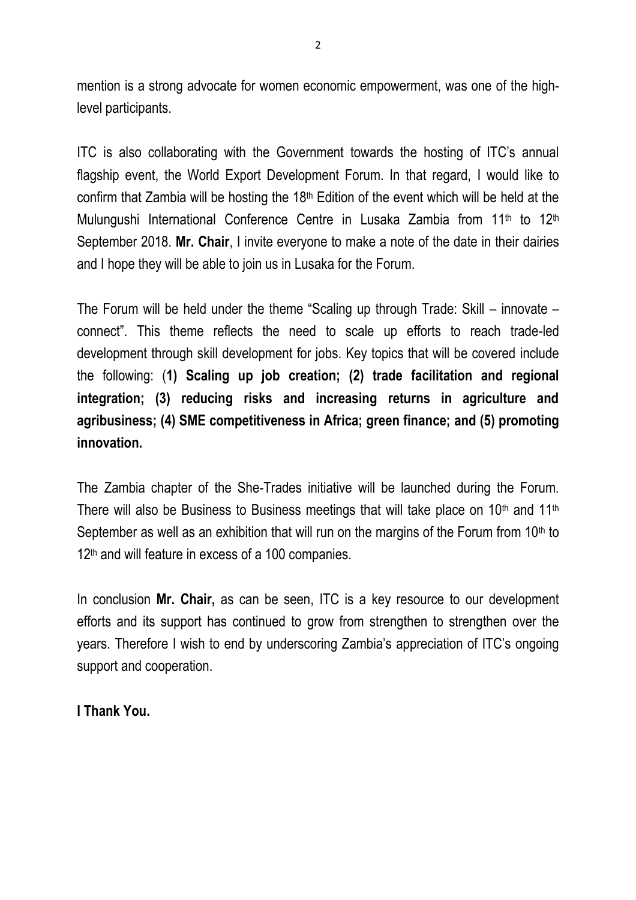mention is a strong advocate for women economic empowerment, was one of the high-level participants.

ITC is also collaborating with the Government towards the hosting of ITC's annual flagship event, the World Export Development Forum. In that regard, I would like to confirm that Zambia will be hosting the 18th Edition of the event which will be held at the Mulungushi International Conference Centre in Lusaka Zambia from 11th to 12th September 2018. **Mr. Chair**, I invite everyone to make a note of the date in their dairies and I hope they will be able to join us in Lusaka for the Forum.

The Forum will be held under the theme "Scaling up through Trade: Skill – innovate – connect". This theme reflects the need to scale up efforts to reach trade-led development through skill development for jobs. Key topics that will be covered include the following: (**1) Scaling up job creation; (2) trade facilitation and regional integration; (3) reducing risks and increasing returns in agriculture and agribusiness; (4) SME competitiveness in Africa; green finance; and (5) promoting innovation.**

The Zambia chapter of the She-Trades initiative will be launched during the Forum. There will also be Business to Business meetings that will take place on 10th and 11th September as well as an exhibition that will run on the margins of the Forum from 10th to 12th and will feature in excess of a 100 companies.

In conclusion **Mr. Chair,** as can be seen, ITC is a key resource to our development efforts and its support has continued to grow from strengthen to strengthen over the years. Therefore I wish to end by underscoring Zambia's appreciation of ITC's ongoing support and cooperation.

**I Thank You.**